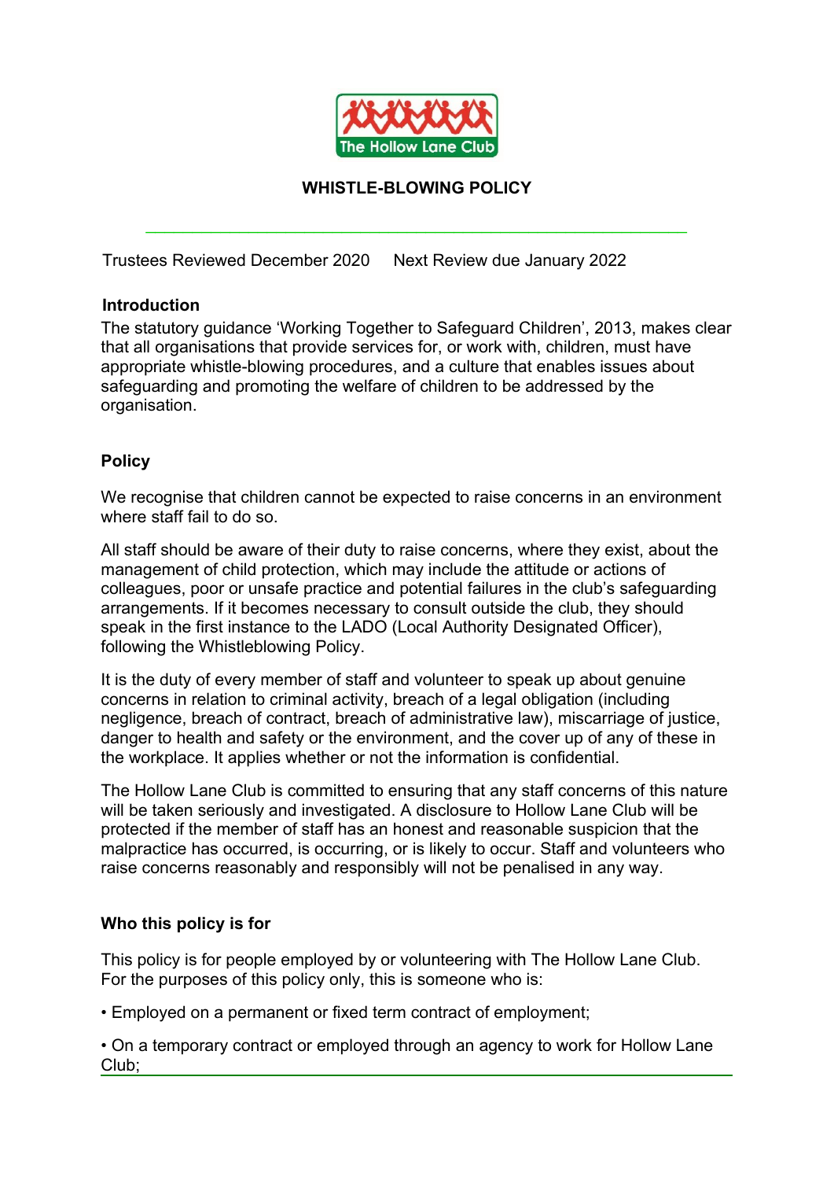The Hollow Lane Club

# WHISTLE-BLOWING POLICY

Trustees Reviewed December 2020 Next Review due January 2022

## Introduction

The statutory guidance 'Working Together to Safeguard Children', 2013, makes clear that all organisations that provide services for, or work with, children, must have appropriate whistle-blowing procedures, and a culture that enables issues about safeguarding and promoting the welfare of children to be addressed by the organisation.

## Policy

We recognise that children cannot be expected to raise concerns in an environment where staff fail to do so.

All staff should be aware of their duty to raise concerns, where they exist, about the management of child protection, which may include the attitude or actions of colleagues, poor or unsafe practice and potential failures in the club's safeguarding arrangements. If it becomes necessary to consult outside the club, they should speak in the first instance to the LADO (Local Authority Designated Officer), following the Whistleblowing Policy.

It is the duty of every member of staff and volunteer to speak up about genuine concerns in relation to criminal activity, breach of a legal obligation (including negligence, breach of contract, breach of administrative law), miscarriage of justice, danger to health and safety or the environment, and the cover up of any of these in the workplace. It applies whether or not the information is confidential.

The Hollow Lane Club is committed to ensuring that any staff concerns of this nature will be taken seriously and investigated. A disclosure to Hollow Lane Club will be protected if the member of staff has an honest and reasonable suspicion that the malpractice has occurred, is occurring, or is likely to occur. Staff and volunteers who raise concerns reasonably and responsibly will not be penalised in any way.

## Who this policy is for

This policy is for people employed by or volunteering with The Hollow Lane Club. For the purposes of this policy only, this is someone who is:

- Employed on a permanent or fixed term contract of employment;
- On a temporary contract or employed through an agency to work for Hollow Lane Club;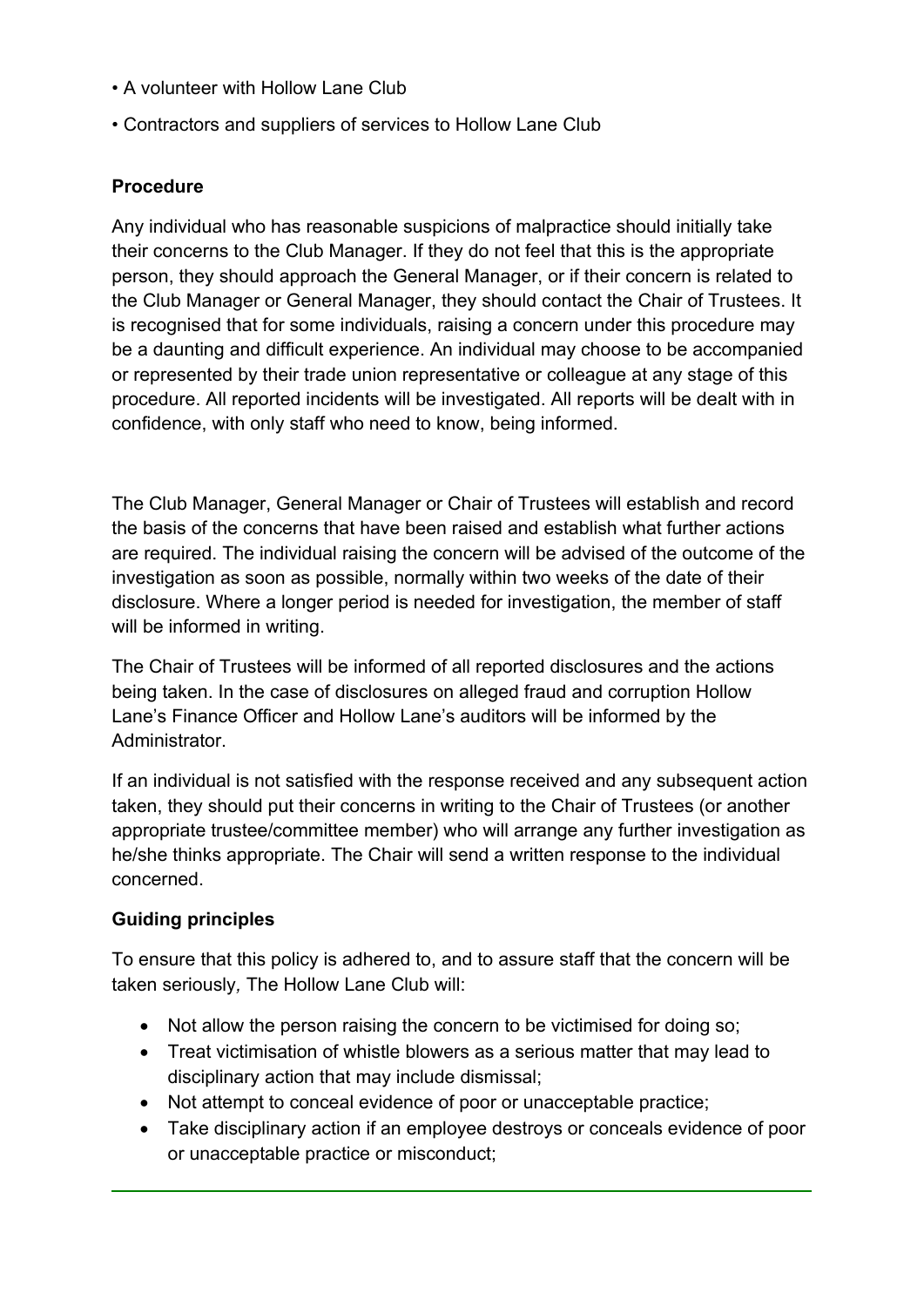- A volunteer with Hollow Lane Club
- Contractors and suppliers of services to Hollow Lane Club

**Procedure**

Any individual who has reasonable suspicions of malpractice should initially take their concerns to the Club Manager. If they do not feel that this is the appropriate person, they should approach the General Manager, or if their concern is related to the Club Manager or General Manager, they should contact the Chair of Trustees. It is recognised that for some individuals, raising a concern under this procedure may be a daunting and difficult experience. An individual may choose to be accompanied or represented by their trade union representative or colleague at any stage of this procedure. All reported incidents will be investigated. All reports will be dealt with in confidence, with only staff who need to know, being informed.

The Club Manager, General Manager or Chair of Trustees will establish and record the basis of the concerns that have been raised and establish what further actions are required. The individual raising the concern will be advised of the outcome of the investigation as soon as possible, normally within two weeks of the date of their disclosure. Where a longer period is needed for investigation, the member of staff will be informed in writing.

The Chair of Trustees will be informed of all reported disclosures and the actions being taken. In the case of disclosures on alleged fraud and corruption Hollow Lane's Finance Officer and Hollow Lane's auditors will be informed by the Administrator.

If an individual is not satisfied with the response received and any subsequent action taken, they should put their concerns in writing to the Chair of Trustees (or another appropriate trustee/committee member) who will arrange any further investigation as he/she thinks appropriate. The Chair will send a written response to the individual concerned.

**Guiding principles**

To ensure that this policy is adhered to, and to assure staff that the concern will be taken seriously*,* The Hollow Lane Club will:

- Not allow the person raising the concern to be victimised for doing so;
- Treat victimisation of whistle blowers as a serious matter that may lead to disciplinary action that may include dismissal;
- Not attempt to conceal evidence of poor or unacceptable practice;
- Take disciplinary action if an employee destroys or conceals evidence of poor or unacceptable practice or misconduct;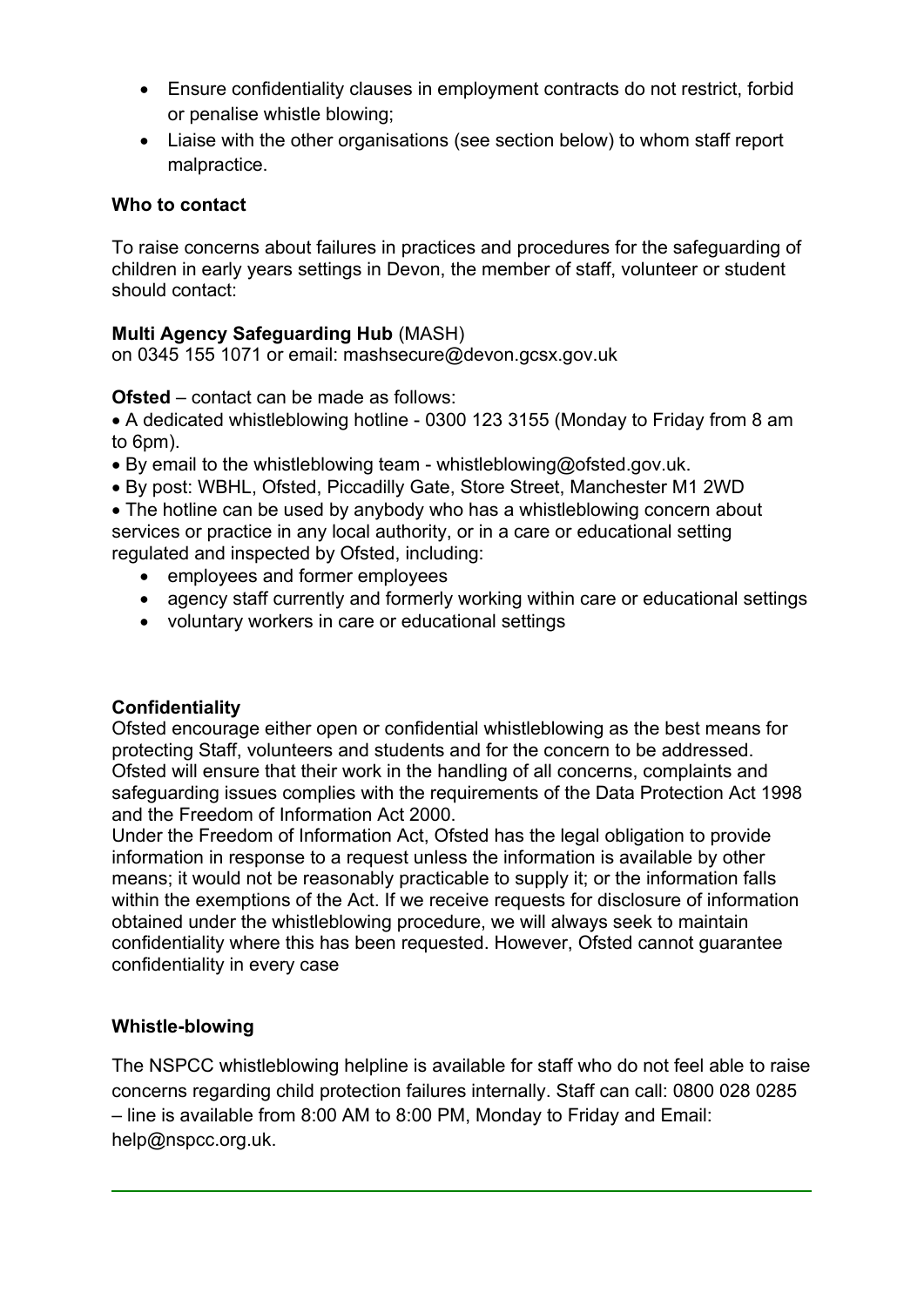- Ensure confidentiality clauses in employment contracts do not restrict, forbid or penalise whistle blowing;
- Liaise with the other organisations (see section below) to whom staff report malpractice.

**Who to contact**

To raise concerns about failures in practices and procedures for the safeguarding of children in early years settings in Devon, the member of staff, volunteer or student should contact:

**Multi Agency Safeguarding Hub** (MASH)
on 0345 155 1071 or email: mashsecure@devon.gcsx.gov.uk

**Ofsted** – contact can be made as follows:

- A dedicated whistleblowing hotline - 0300 123 3155 (Monday to Friday from 8 am to 6pm).
- By email to the whistleblowing team - whistleblowing@ofsted.gov.uk.
- By post: WBHL, Ofsted, Piccadilly Gate, Store Street, Manchester M1 2WD
- The hotline can be used by anybody who has a whistleblowing concern about services or practice in any local authority, or in a care or educational setting regulated and inspected by Ofsted, including:
    - employees and former employees
    - agency staff currently and formerly working within care or educational settings
    - voluntary workers in care or educational settings

**Confidentiality**

Ofsted encourage either open or confidential whistleblowing as the best means for protecting Staff, volunteers and students and for the concern to be addressed. Ofsted will ensure that their work in the handling of all concerns, complaints and safeguarding issues complies with the requirements of the Data Protection Act 1998 and the Freedom of Information Act 2000.

Under the Freedom of Information Act, Ofsted has the legal obligation to provide information in response to a request unless the information is available by other means; it would not be reasonably practicable to supply it; or the information falls within the exemptions of the Act. If we receive requests for disclosure of information obtained under the whistleblowing procedure, we will always seek to maintain confidentiality where this has been requested. However, Ofsted cannot guarantee confidentiality in every case

**Whistle-blowing**

The NSPCC whistleblowing helpline is available for staff who do not feel able to raise concerns regarding child protection failures internally. Staff can call: 0800 028 0285 – line is available from 8:00 AM to 8:00 PM, Monday to Friday and Email: help@nspcc.org.uk.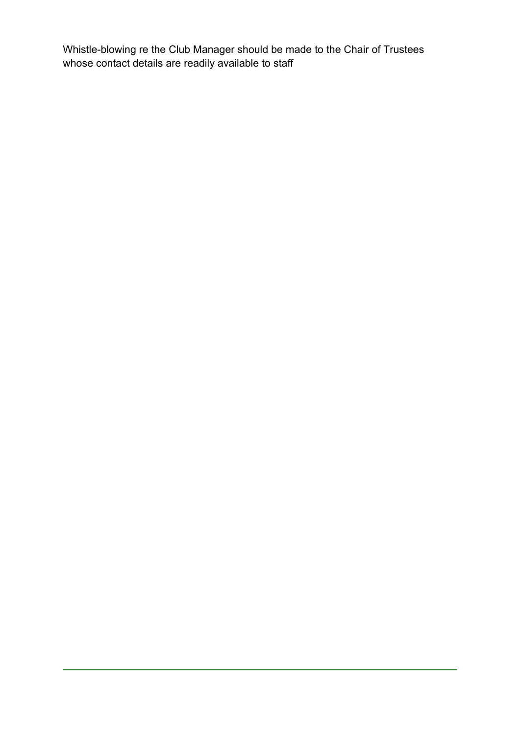Whistle-blowing re the Club Manager should be made to the Chair of Trustees whose contact details are readily available to staff